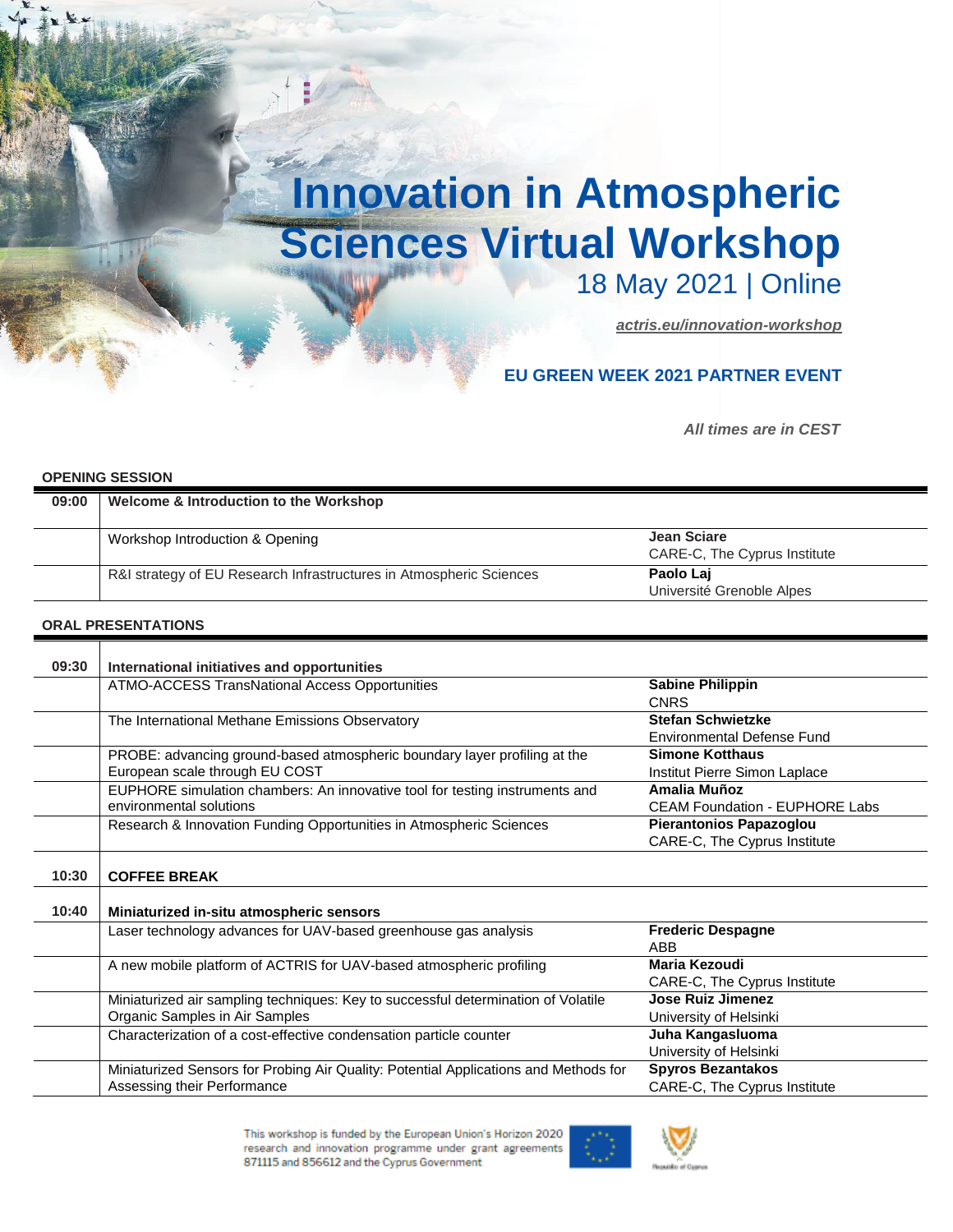# Innovation in Atmospheric Sciences Virtual Workshop

18 May 2021 | Online

*actris.eu/innovation-workshop*

**EU GREEN WEEK 2021 PARTNER EVENT**

*All times are in CEST*

**OPENING SESSION**

| | | |
|---|---|---|
| **09:00** | **Welcome & Introduction to the Workshop** | |
| | Workshop Introduction & Opening | **Jean Sciare**<br>CARE-C, The Cyprus Institute |
| | R&I strategy of EU Research Infrastructures in Atmospheric Sciences | **Paolo Laj**<br>Université Grenoble Alpes |

**ORAL PRESENTATIONS**

| | | |
|---|---|---|
| **09:30** | **International initiatives and opportunities** | |
| | ATMO-ACCESS TransNational Access Opportunities | **Sabine Philippin**<br>CNRS |
| | The International Methane Emissions Observatory | **Stefan Schwietzke**<br>Environmental Defense Fund |
| | PROBE: advancing ground-based atmospheric boundary layer profiling at the European scale through EU COST | **Simone Kotthaus**<br>Institut Pierre Simon Laplace |
| | EUPHORE simulation chambers: An innovative tool for testing instruments and environmental solutions | **Amalia Muñoz**<br>CEAM Foundation - EUPHORE Labs |
| | Research & Innovation Funding Opportunities in Atmospheric Sciences | **Pierantonios Papazoglou**<br>CARE-C, The Cyprus Institute |
| **10:30** | **COFFEE BREAK** | |
| **10:40** | **Miniaturized in-situ atmospheric sensors** | |
| | Laser technology advances for UAV-based greenhouse gas analysis | **Frederic Despagne**<br>ABB |
| | A new mobile platform of ACTRIS for UAV-based atmospheric profiling | **Maria Kezoudi**<br>CARE-C, The Cyprus Institute |
| | Miniaturized air sampling techniques: Key to successful determination of Volatile Organic Samples in Air Samples | **Jose Ruiz Jimenez**<br>University of Helsinki |
| | Characterization of a cost-effective condensation particle counter | **Juha Kangasluoma**<br>University of Helsinki |
| | Miniaturized Sensors for Probing Air Quality: Potential Applications and Methods for Assessing their Performance | **Spyros Bezantakos**<br>CARE-C, The Cyprus Institute |

This workshop is funded by the European Union's Horizon 2020 research and innovation programme under grant agreements 871115 and 856612 and the Cyprus Government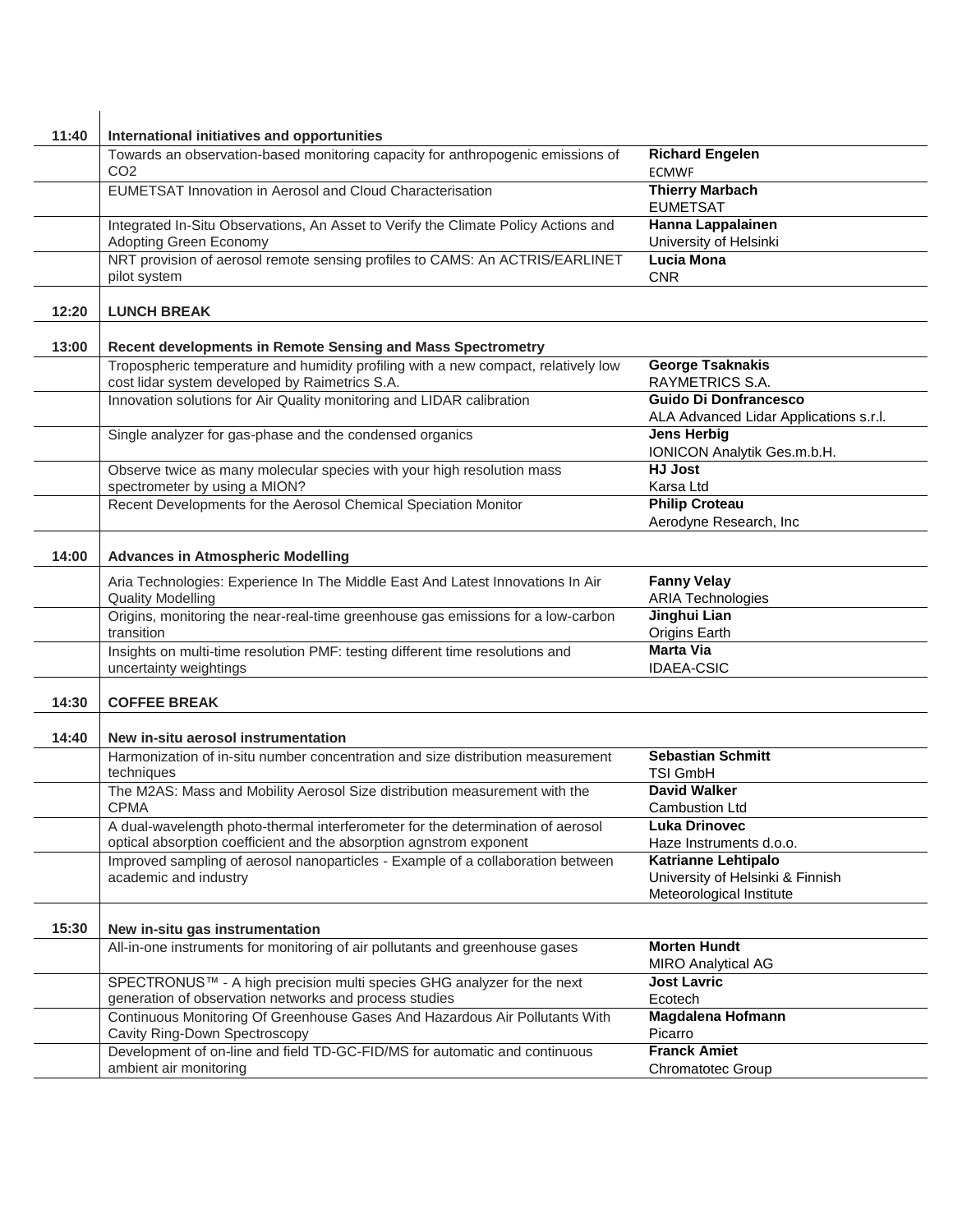| Time | Title | Speaker / Affiliation |
|---|---|---|
| 11:40 | **International initiatives and opportunities** | |
| | Towards an observation-based monitoring capacity for anthropogenic emissions of $CO_2$ | **Richard Engelen** ECMWF |
| | EUMETSAT Innovation in Aerosol and Cloud Characterisation | **Thierry Marbach** EUMETSAT |
| | Integrated In-Situ Observations, An Asset to Verify the Climate Policy Actions and Adopting Green Economy | **Hanna Lappalainen** University of Helsinki |
| | NRT provision of aerosol remote sensing profiles to CAMS: An ACTRIS/EARLINET pilot system | **Lucia Mona** CNR |
| 12:20 | **LUNCH BREAK** | |
| 13:00 | **Recent developments in Remote Sensing and Mass Spectrometry** | |
| | Tropospheric temperature and humidity profiling with a new compact, relatively low cost lidar system developed by Raimetrics S.A. | **George Tsaknakis** RAYMETRICS S.A. |
| | Innovation solutions for Air Quality monitoring and LIDAR calibration | **Guido Di Donfrancesco** ALA Advanced Lidar Applications s.r.l. |
| | Single analyzer for gas-phase and the condensed organics | **Jens Herbig** IONICON Analytik Ges.m.b.H. |
| | Observe twice as many molecular species with your high resolution mass spectrometer by using a MION? | **HJ Jost** Karsa Ltd |
| | Recent Developments for the Aerosol Chemical Speciation Monitor | **Philip Croteau** Aerodyne Research, Inc |
| 14:00 | **Advances in Atmospheric Modelling** | |
| | Aria Technologies: Experience In The Middle East And Latest Innovations In Air Quality Modelling | **Fanny Velay** ARIA Technologies |
| | Origins, monitoring the near-real-time greenhouse gas emissions for a low-carbon transition | **Jinghui Lian** Origins Earth |
| | Insights on multi-time resolution PMF: testing different time resolutions and uncertainty weightings | **Marta Via** IDAEA-CSIC |
| 14:30 | **COFFEE BREAK** | |
| 14:40 | **New in-situ aerosol instrumentation** | |
| | Harmonization of in-situ number concentration and size distribution measurement techniques | **Sebastian Schmitt** TSI GmbH |
| | The M2AS: Mass and Mobility Aerosol Size distribution measurement with the CPMA | **David Walker** Cambustion Ltd |
| | A dual-wavelength photo-thermal interferometer for the determination of aerosol optical absorption coefficient and the absorption agnstrom exponent | **Luka Drinovec** Haze Instruments d.o.o. |
| | Improved sampling of aerosol nanoparticles - Example of a collaboration between academic and industry | **Katrianne Lehtipalo** University of Helsinki & Finnish Meteorological Institute |
| 15:30 | **New in-situ gas instrumentation** | |
| | All-in-one instruments for monitoring of air pollutants and greenhouse gases | **Morten Hundt** MIRO Analytical AG |
| | SPECTRONUS™ - A high precision multi species GHG analyzer for the next generation of observation networks and process studies | **Jost Lavric** Ecotech |
| | Continuous Monitoring Of Greenhouse Gases And Hazardous Air Pollutants With Cavity Ring-Down Spectroscopy | **Magdalena Hofmann** Picarro |
| | Development of on-line and field TD-GC-FID/MS for automatic and continuous ambient air monitoring | **Franck Amiet** Chromatotec Group |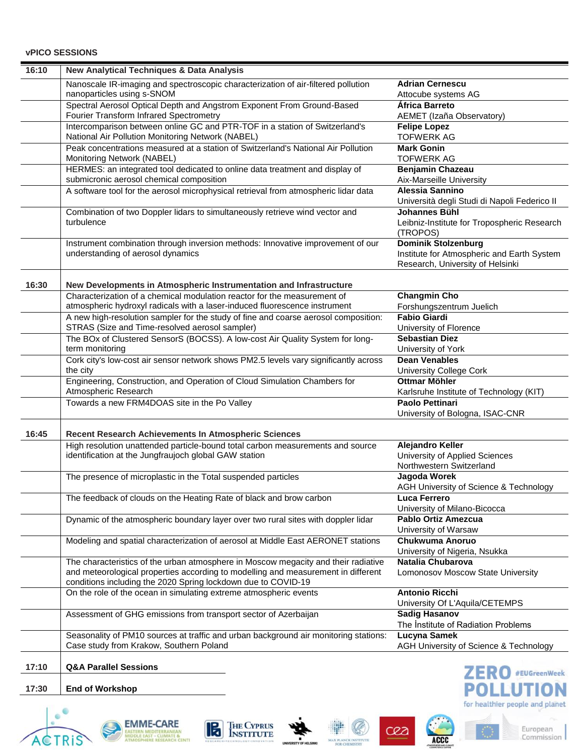**vPICO SESSIONS**

| | | |
|---|---|---|
| 16:10 | **New Analytical Techniques & Data Analysis** | |
| | Nanoscale IR-imaging and spectroscopic characterization of air-filtered pollution nanoparticles using s-SNOM | **Adrian Cernescu** Attocube systems AG |
| | Spectral Aerosol Optical Depth and Angstrom Exponent From Ground-Based Fourier Transform Infrared Spectrometry | **África Barreto** AEMET (Izaña Observatory) |
| | Intercomparison between online GC and PTR-TOF in a station of Switzerland's National Air Pollution Monitoring Network (NABEL) | **Felipe Lopez** TOFWERK AG |
| | Peak concentrations measured at a station of Switzerland's National Air Pollution Monitoring Network (NABEL) | **Mark Gonin** TOFWERK AG |
| | HERMES: an integrated tool dedicated to online data treatment and display of submicronic aerosol chemical composition | **Benjamin Chazeau** Aix-Marseille University |
| | A software tool for the aerosol microphysical retrieval from atmospheric lidar data | **Alessia Sannino** Università degli Studi di Napoli Federico II |
| | Combination of two Doppler lidars to simultaneously retrieve wind vector and turbulence | **Johannes Bühl** Leibniz-Institute for Tropospheric Research (TROPOS) |
| | Instrument combination through inversion methods: Innovative improvement of our understanding of aerosol dynamics | **Dominik Stolzenburg** Institute for Atmospheric and Earth System Research, University of Helsinki |
| 16:30 | **New Developments in Atmospheric Instrumentation and Infrastructure** | |
| | Characterization of a chemical modulation reactor for the measurement of atmospheric hydroxyl radicals with a laser-induced fluorescence instrument | **Changmin Cho** Forshungszentrum Juelich |
| | A new high-resolution sampler for the study of fine and coarse aerosol composition: STRAS (Size and Time-resolved aerosol sampler) | **Fabio Giardi** University of Florence |
| | The BOx of Clustered SensorS (BOCSS). A low-cost Air Quality System for long-term monitoring | **Sebastian Diez** University of York |
| | Cork city's low-cost air sensor network shows PM2.5 levels vary significantly across the city | **Dean Venables** University College Cork |
| | Engineering, Construction, and Operation of Cloud Simulation Chambers for Atmospheric Research | **Ottmar Möhler** Karlsruhe Institute of Technology (KIT) |
| | Towards a new FRM4DOAS site in the Po Valley | **Paolo Pettinari** University of Bologna, ISAC-CNR |
| 16:45 | **Recent Research Achievements In Atmospheric Sciences** | |
| | High resolution unattended particle-bound total carbon measurements and source identification at the Jungfraujoch global GAW station | **Alejandro Keller** University of Applied Sciences Northwestern Switzerland |
| | The presence of microplastic in the Total suspended particles | **Jagoda Worek** AGH University of Science & Technology |
| | The feedback of clouds on the Heating Rate of black and brow carbon | **Luca Ferrero** University of Milano-Bicocca |
| | Dynamic of the atmospheric boundary layer over two rural sites with doppler lidar | **Pablo Ortiz Amezcua** University of Warsaw |
| | Modeling and spatial characterization of aerosol at Middle East AERONET stations | **Chukwuma Anoruo** University of Nigeria, Nsukka |
| | The characteristics of the urban atmosphere in Moscow megacity and their radiative and meteorological properties according to modelling and measurement in different conditions including the 2020 Spring lockdown due to COVID-19 | **Natalia Chubarova** Lomonosov Moscow State University |
| | On the role of the ocean in simulating extreme atmospheric events | **Antonio Ricchi** University Of L'Aquila/CETEMPS |
| | Assessment of GHG emissions from transport sector of Azerbaijan | **Sadig Hasanov** The İnstitute of Radiation Problems |
| | Seasonality of PM10 sources at traffic and urban background air monitoring stations: Case study from Krakow, Southern Poland | **Lucyna Samek** AGH University of Science & Technology |
| 17:10 | **Q&A Parallel Sessions** | |
| 17:30 | **End of Workshop** | |

ZERO POLLUTION #EUGreenWeek for healthier people and planet

ACTRIS · EMME-CARE Eastern Mediterranean Middle East – Climate & Atmosphere Research Centre · The Cyprus Institute · University of Helsinki · Max Planck Institute for Chemistry · cea · ACCC · European Commission